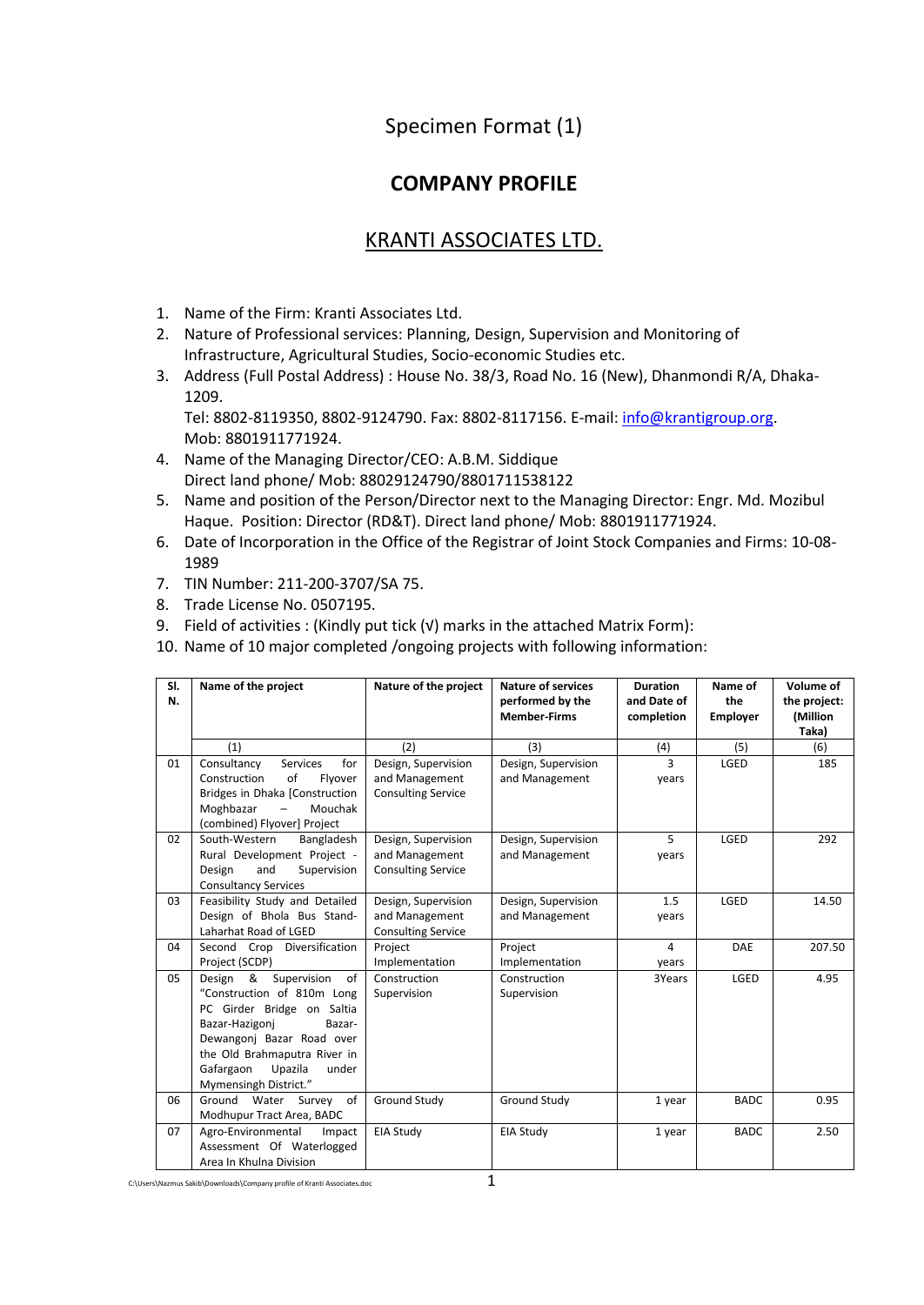Specimen Format (1)

# COMPANY PROFILE

## KRANTI ASSOCIATES LTD.

1. Name of the Firm: Kranti Associates Ltd.
2. Nature of Professional services: Planning, Design, Supervision and Monitoring of Infrastructure, Agricultural Studies, Socio-economic Studies etc.
3. Address (Full Postal Address) : House No. 38/3, Road No. 16 (New), Dhanmondi R/A, Dhaka-1209.
   Tel: 8802-8119350, 8802-9124790. Fax: 8802-8117156. E-mail: info@krantigroup.org.
   Mob: 8801911771924.
4. Name of the Managing Director/CEO: A.B.M. Siddique
   Direct land phone/ Mob: 88029124790/8801711538122
5. Name and position of the Person/Director next to the Managing Director: Engr. Md. Mozibul Haque. Position: Director (RD&T). Direct land phone/ Mob: 8801911771924.
6. Date of Incorporation in the Office of the Registrar of Joint Stock Companies and Firms: 10-08-1989
7. TIN Number: 211-200-3707/SA 75.
8. Trade License No. 0507195.
9. Field of activities : (Kindly put tick (√) marks in the attached Matrix Form):
10. Name of 10 major completed /ongoing projects with following information:

| Sl. N. | Name of the project | Nature of the project | Nature of services performed by the Member-Firms | Duration and Date of completion | Name of the Employer | Volume of the project: (Million Taka) |
|---|---|---|---|---|---|---|
| | (1) | (2) | (3) | (4) | (5) | (6) |
| 01 | Consultancy Services for Construction of Flyover Bridges in Dhaka [Construction Moghbazar – Mouchak (combined) Flyover] Project | Design, Supervision and Management Consulting Service | Design, Supervision and Management | 3 years | LGED | 185 |
| 02 | South-Western Bangladesh Rural Development Project - Design and Supervision Consultancy Services | Design, Supervision and Management Consulting Service | Design, Supervision and Management | 5 years | LGED | 292 |
| 03 | Feasibility Study and Detailed Design of Bhola Bus Stand-Laharhat Road of LGED | Design, Supervision and Management Consulting Service | Design, Supervision and Management | 1.5 years | LGED | 14.50 |
| 04 | Second Crop Diversification Project (SCDP) | Project Implementation | Project Implementation | 4 years | DAE | 207.50 |
| 05 | Design & Supervision of "Construction of 810m Long PC Girder Bridge on Saltia Bazar-Hazigonj Bazar-Dewangonj Bazar Road over the Old Brahmaputra River in Gafargaon Upazila under Mymensingh District." | Construction Supervision | Construction Supervision | 3Years | LGED | 4.95 |
| 06 | Ground Water Survey of Modhupur Tract Area, BADC | Ground Study | Ground Study | 1 year | BADC | 0.95 |
| 07 | Agro-Environmental Impact Assessment Of Waterlogged Area In Khulna Division | EIA Study | EIA Study | 1 year | BADC | 2.50 |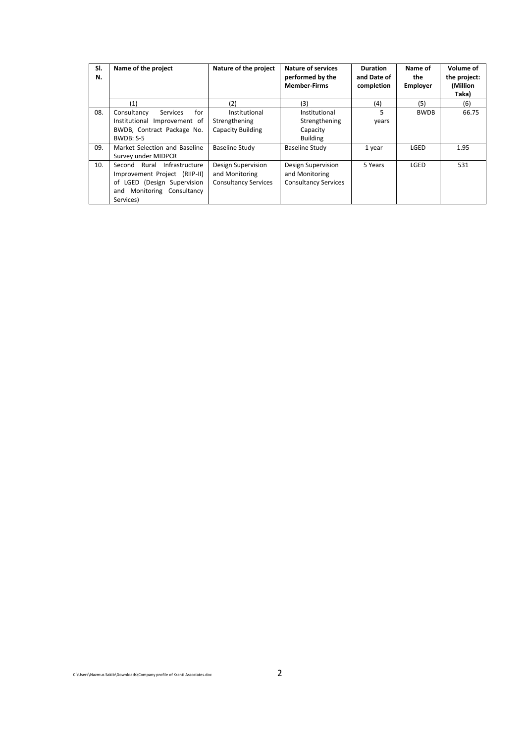| Sl. N. | Name of the project | Nature of the project | Nature of services performed by the Member-Firms | Duration and Date of completion | Name of the Employer | Volume of the project: (Million Taka) |
|---|---|---|---|---|---|---|
| | (1) | (2) | (3) | (4) | (5) | (6) |
| 08. | Consultancy Services for Institutional Improvement of BWDB, Contract Package No. BWDB: S-5 | Institutional Strengthening Capacity Building | Institutional Strengthening Capacity Building | 5 years | BWDB | 66.75 |
| 09. | Market Selection and Baseline Survey under MIDPCR | Baseline Study | Baseline Study | 1 year | LGED | 1.95 |
| 10. | Second Rural Infrastructure Improvement Project (RIIP-II) of LGED (Design Supervision and Monitoring Consultancy Services) | Design Supervision and Monitoring Consultancy Services | Design Supervision and Monitoring Consultancy Services | 5 Years | LGED | 531 |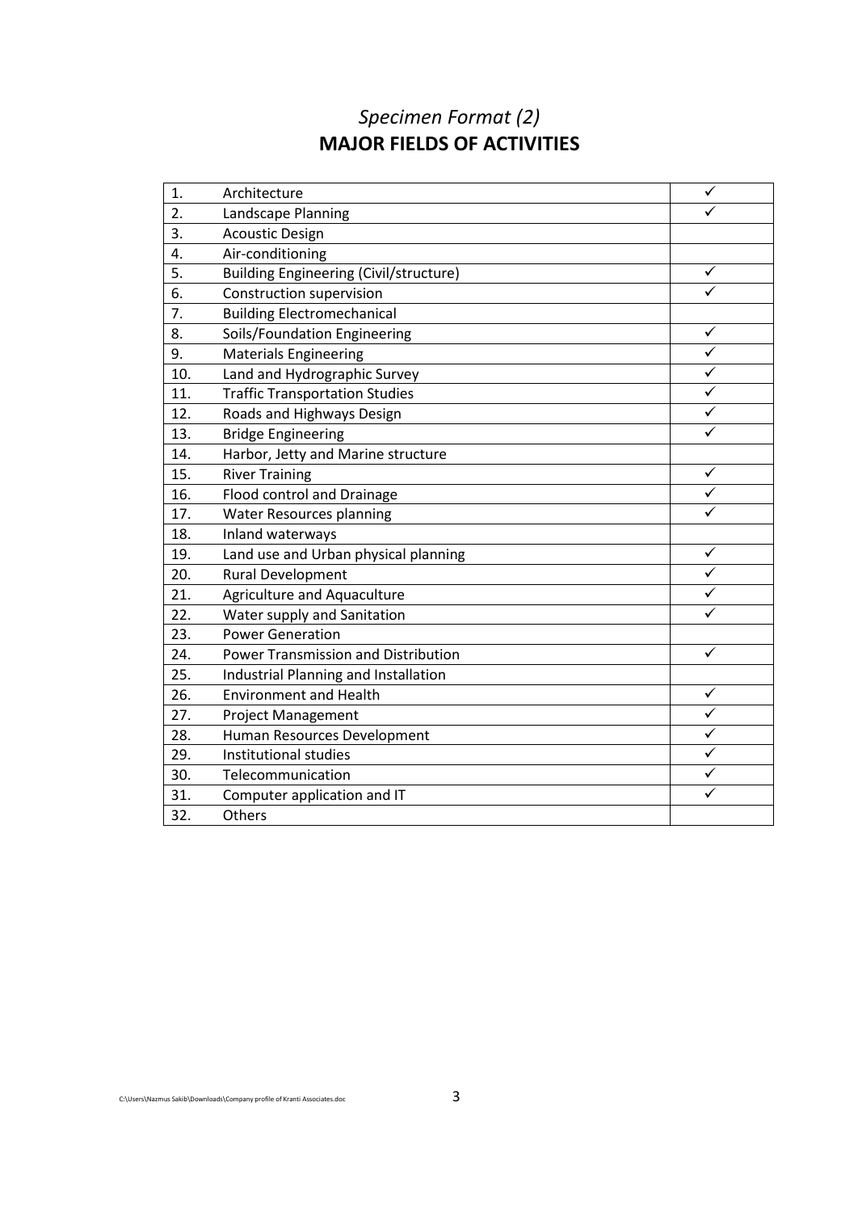*Specimen Format (2)*

# MAJOR FIELDS OF ACTIVITIES

| | | |
|---|---|---|
| 1. | Architecture | ✓ |
| 2. | Landscape Planning | ✓ |
| 3. | Acoustic Design | |
| 4. | Air-conditioning | |
| 5. | Building Engineering (Civil/structure) | ✓ |
| 6. | Construction supervision | ✓ |
| 7. | Building Electromechanical | |
| 8. | Soils/Foundation Engineering | ✓ |
| 9. | Materials Engineering | ✓ |
| 10. | Land and Hydrographic Survey | ✓ |
| 11. | Traffic Transportation Studies | ✓ |
| 12. | Roads and Highways Design | ✓ |
| 13. | Bridge Engineering | ✓ |
| 14. | Harbor, Jetty and Marine structure | |
| 15. | River Training | ✓ |
| 16. | Flood control and Drainage | ✓ |
| 17. | Water Resources planning | ✓ |
| 18. | Inland waterways | |
| 19. | Land use and Urban physical planning | ✓ |
| 20. | Rural Development | ✓ |
| 21. | Agriculture and Aquaculture | ✓ |
| 22. | Water supply and Sanitation | ✓ |
| 23. | Power Generation | |
| 24. | Power Transmission and Distribution | ✓ |
| 25. | Industrial Planning and Installation | |
| 26. | Environment and Health | ✓ |
| 27. | Project Management | ✓ |
| 28. | Human Resources Development | ✓ |
| 29. | Institutional studies | ✓ |
| 30. | Telecommunication | ✓ |
| 31. | Computer application and IT | ✓ |
| 32. | Others | |